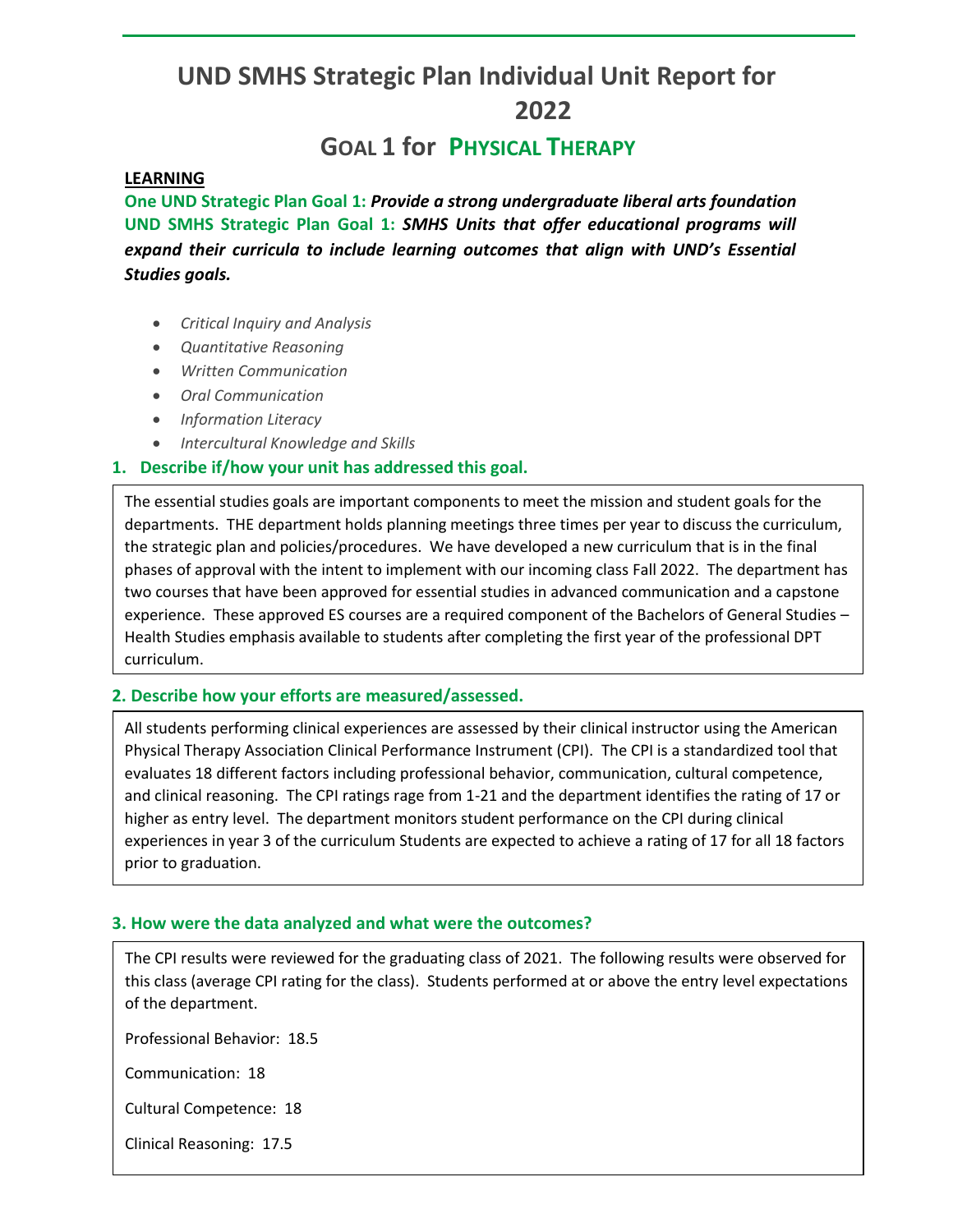# UND SMHS Strategic Plan Individual Unit Report for 2022

## GOAL 1 for PHYSICAL THERAPY

**LEARNING**

**One UND Strategic Plan Goal 1:** ***Provide a strong undergraduate liberal arts foundation***

**UND SMHS Strategic Plan Goal 1:** ***SMHS Units that offer educational programs will expand their curricula to include learning outcomes that align with UND's Essential Studies goals.***

- *Critical Inquiry and Analysis*
- *Quantitative Reasoning*
- *Written Communication*
- *Oral Communication*
- *Information Literacy*
- *Intercultural Knowledge and Skills*

### 1. Describe if/how your unit has addressed this goal.

The essential studies goals are important components to meet the mission and student goals for the departments. THE department holds planning meetings three times per year to discuss the curriculum, the strategic plan and policies/procedures. We have developed a new curriculum that is in the final phases of approval with the intent to implement with our incoming class Fall 2022. The department has two courses that have been approved for essential studies in advanced communication and a capstone experience. These approved ES courses are a required component of the Bachelors of General Studies – Health Studies emphasis available to students after completing the first year of the professional DPT curriculum.

### 2. Describe how your efforts are measured/assessed.

All students performing clinical experiences are assessed by their clinical instructor using the American Physical Therapy Association Clinical Performance Instrument (CPI). The CPI is a standardized tool that evaluates 18 different factors including professional behavior, communication, cultural competence, and clinical reasoning. The CPI ratings rage from 1-21 and the department identifies the rating of 17 or higher as entry level. The department monitors student performance on the CPI during clinical experiences in year 3 of the curriculum Students are expected to achieve a rating of 17 for all 18 factors prior to graduation.

### 3. How were the data analyzed and what were the outcomes?

The CPI results were reviewed for the graduating class of 2021. The following results were observed for this class (average CPI rating for the class). Students performed at or above the entry level expectations of the department.

Professional Behavior: 18.5

Communication: 18

Cultural Competence: 18

Clinical Reasoning: 17.5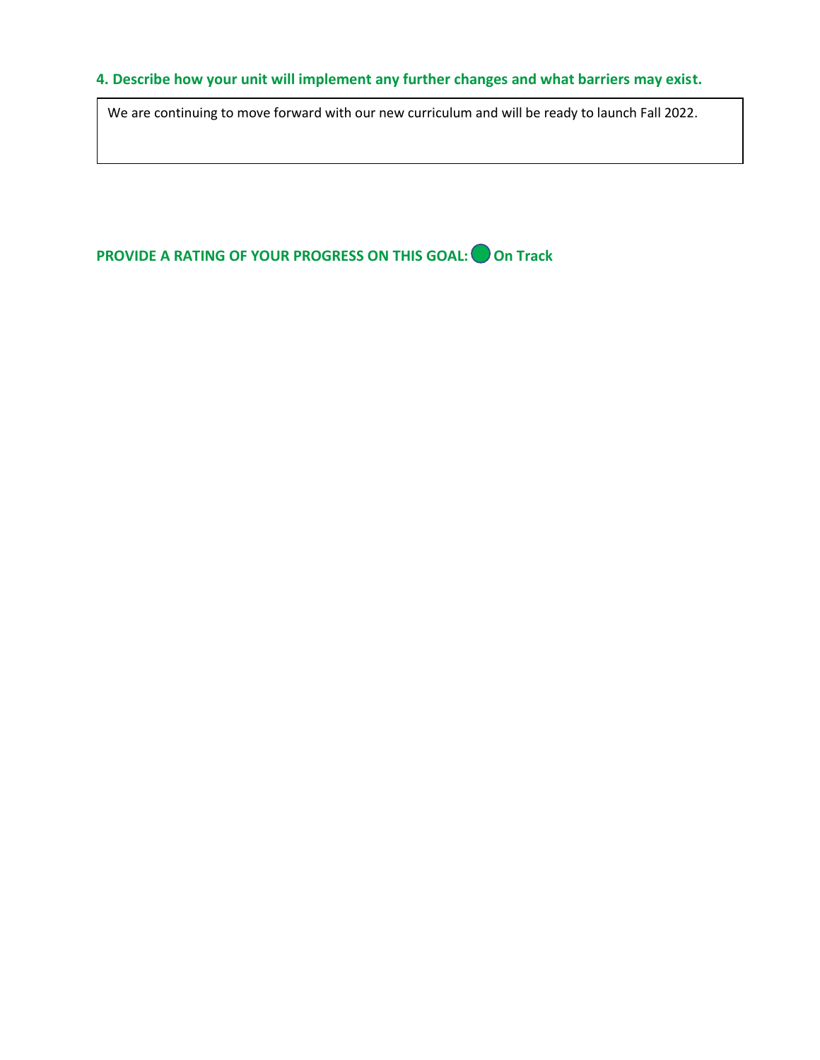### 4. Describe how your unit will implement any further changes and what barriers may exist.

We are continuing to move forward with our new curriculum and will be ready to launch Fall 2022.

**PROVIDE A RATING OF YOUR PROGRESS ON THIS GOAL: On Track**